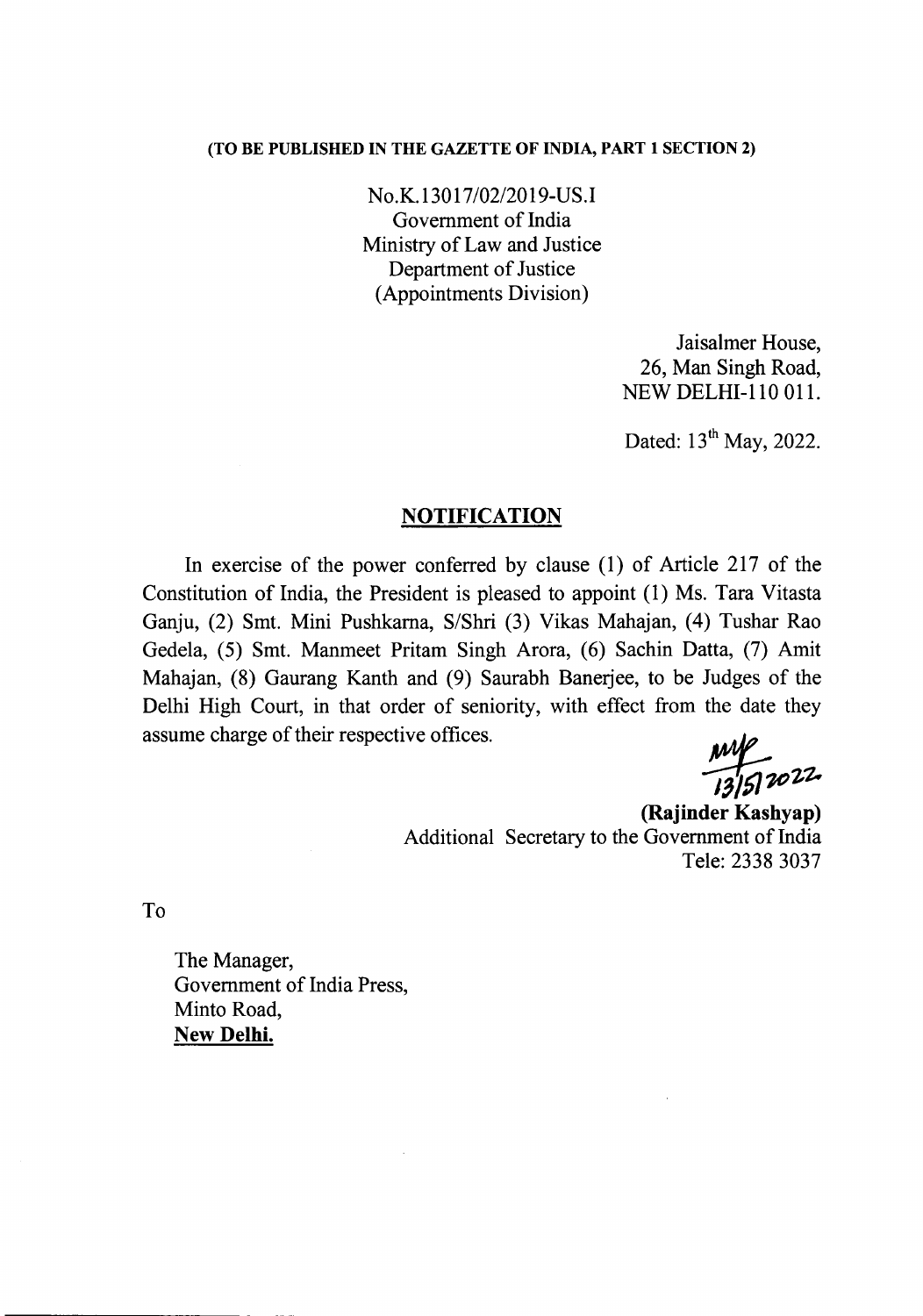**(TO BE PUBLISHED IN THE GAZETTE OF INDIA, PART 1 SECTION 2)**

No.K.13017/02/2019-US.I
Government of India
Ministry of Law and Justice
Department of Justice
(Appointments Division)

Jaisalmer House,
26, Man Singh Road,
NEW DELHI-110 011.

Dated: 13th May, 2022.

## NOTIFICATION

In exercise of the power conferred by clause (1) of Article 217 of the Constitution of India, the President is pleased to appoint (1) Ms. Tara Vitasta Ganju, (2) Smt. Mini Pushkarna, S/Shri (3) Vikas Mahajan, (4) Tushar Rao Gedela, (5) Smt. Manmeet Pritam Singh Arora, (6) Sachin Datta, (7) Amit Mahajan, (8) Gaurang Kanth and (9) Saurabh Banerjee, to be Judges of the Delhi High Court, in that order of seniority, with effect from the date they assume charge of their respective offices.

13/5/2022

**(Rajinder Kashyap)**
Additional Secretary to the Government of India
Tele: 2338 3037

To

The Manager,
Government of India Press,
Minto Road,
**New Delhi.**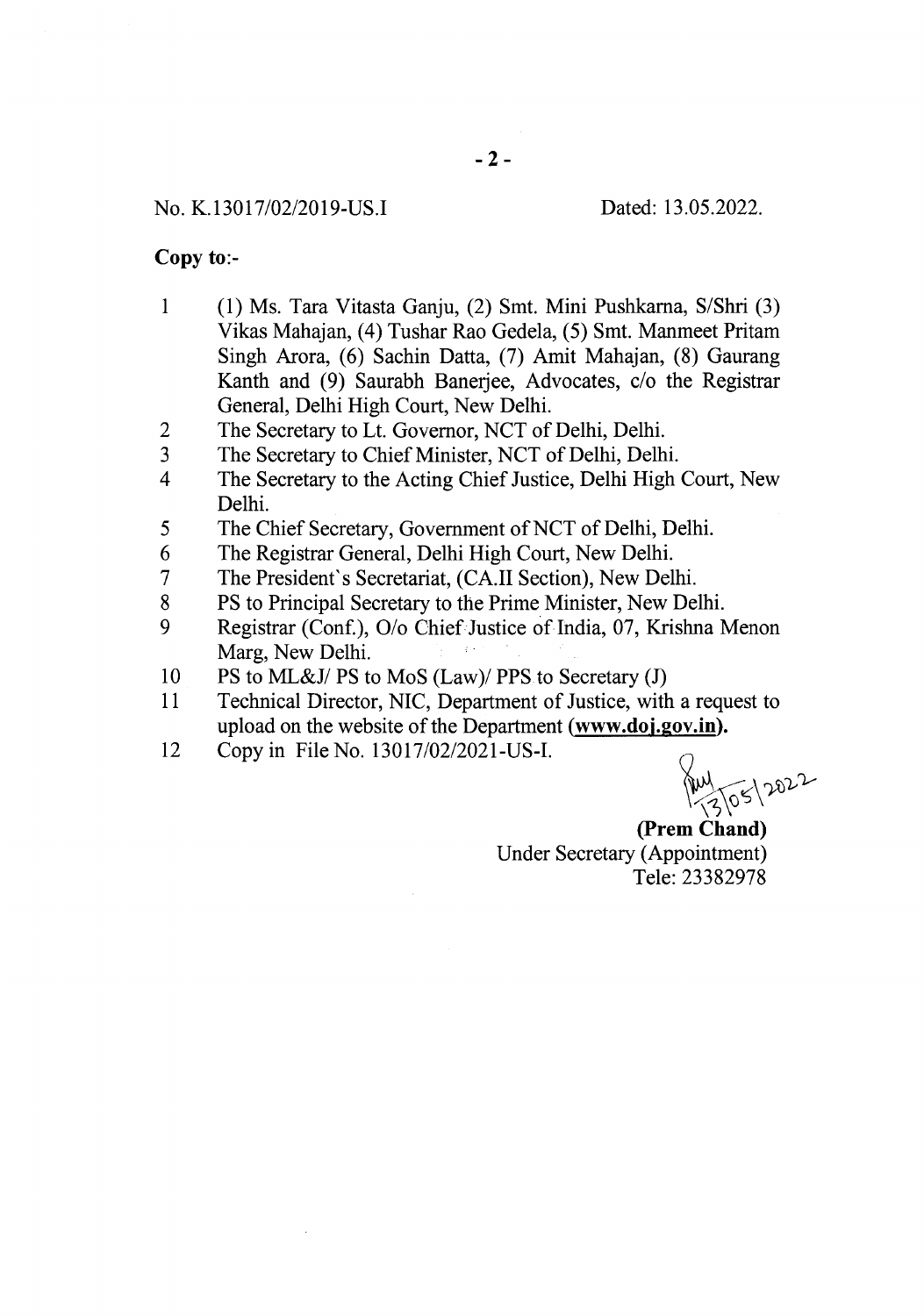No. K.13017/02/2019-US.I Dated: 13.05.2022.

**Copy to**:-

1. (1) Ms. Tara Vitasta Ganju, (2) Smt. Mini Pushkarna, S/Shri (3) Vikas Mahajan, (4) Tushar Rao Gedela, (5) Smt. Manmeet Pritam Singh Arora, (6) Sachin Datta, (7) Amit Mahajan, (8) Gaurang Kanth and (9) Saurabh Banerjee, Advocates, c/o the Registrar General, Delhi High Court, New Delhi.
2. The Secretary to Lt. Governor, NCT of Delhi, Delhi.
3. The Secretary to Chief Minister, NCT of Delhi, Delhi.
4. The Secretary to the Acting Chief Justice, Delhi High Court, New Delhi.
5. The Chief Secretary, Government of NCT of Delhi, Delhi.
6. The Registrar General, Delhi High Court, New Delhi.
7. The President`s Secretariat, (CA.II Section), New Delhi.
8. PS to Principal Secretary to the Prime Minister, New Delhi.
9. Registrar (Conf.), O/o Chief Justice of India, 07, Krishna Menon Marg, New Delhi.
10. PS to ML&J/ PS to MoS (Law)/ PPS to Secretary (J)
11. Technical Director, NIC, Department of Justice, with a request to upload on the website of the Department (**www.doj.gov.in**).
12. Copy in File No. 13017/02/2021-US-I.

13/05/2022

**(Prem Chand)**
Under Secretary (Appointment)
Tele: 23382978